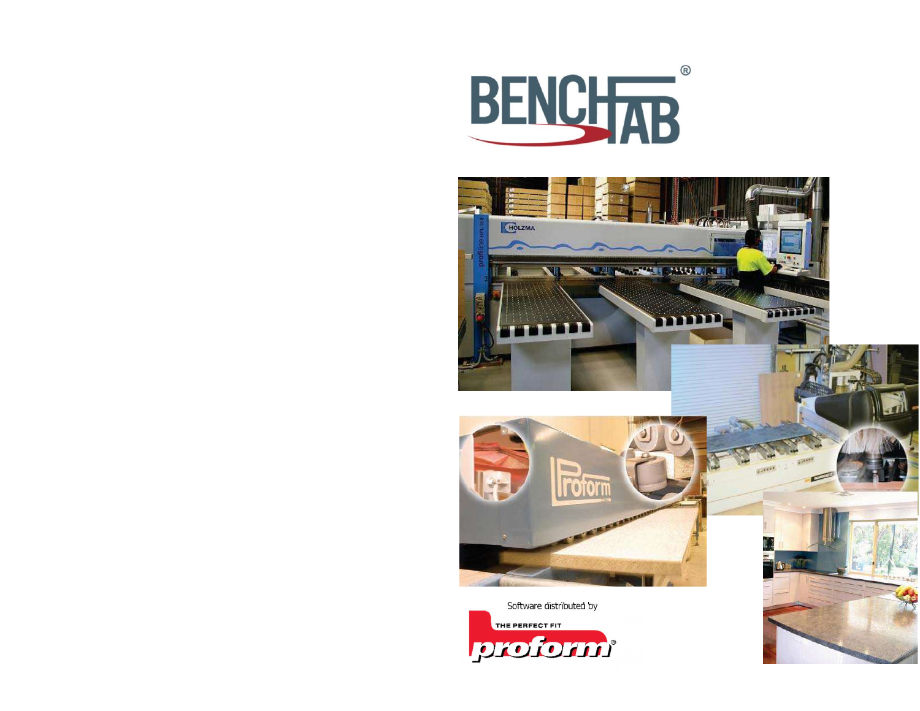# BENCHTAB®

Software distributed by

THE PERFECT FIT

proform®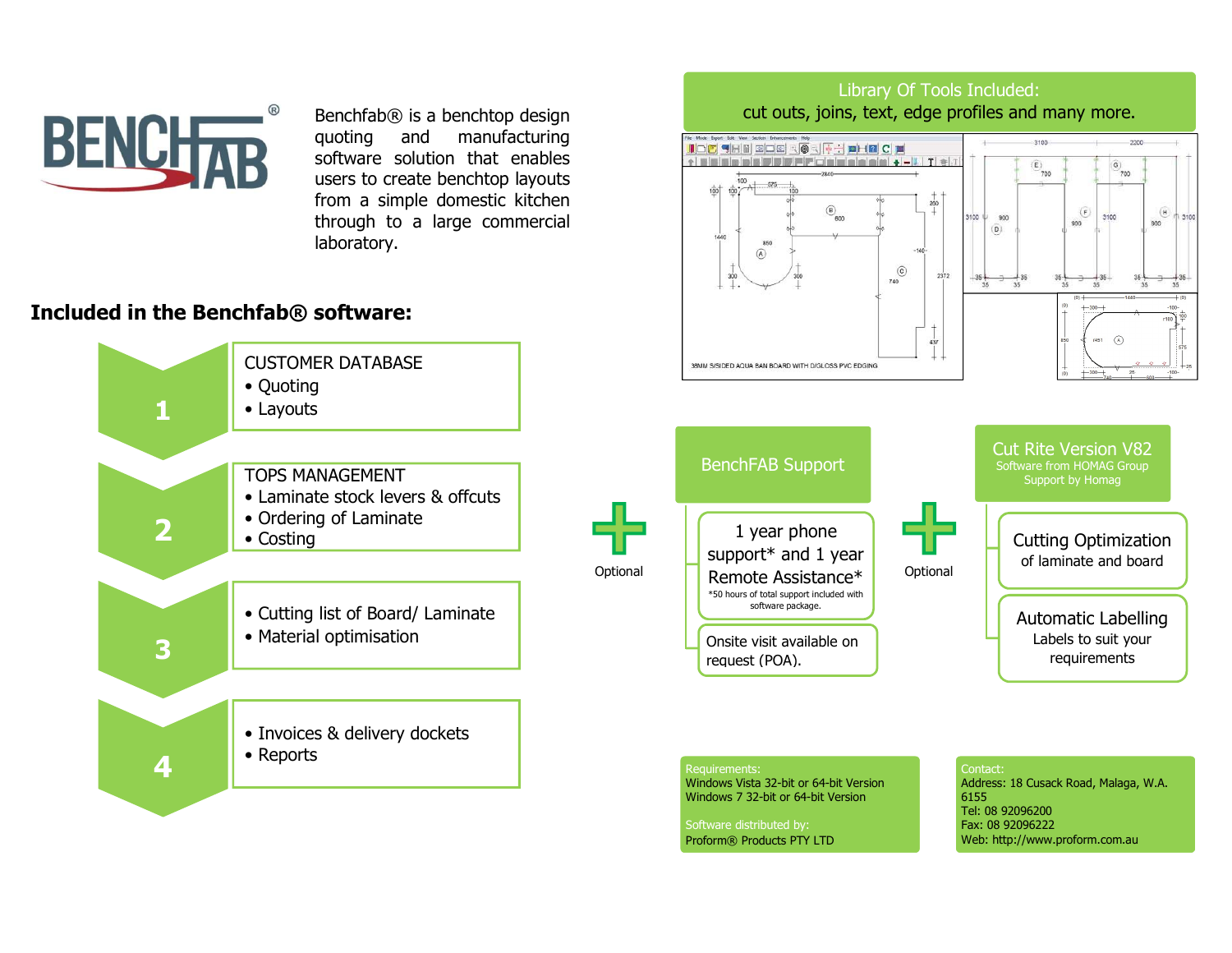BENCHFAB®

Benchfab® is a benchtop design quoting and manufacturing software solution that enables users to create benchtop layouts from a simple domestic kitchen through to a large commercial laboratory.

## Included in the Benchfab® software:

**1**

CUSTOMER DATABASE
- Quoting
- Layouts

**2**

TOPS MANAGEMENT
- Laminate stock levers & offcuts
- Ordering of Laminate
- Costing

**3**

- Cutting list of Board/ Laminate
- Material optimisation

**4**

- Invoices & delivery dockets
- Reports

Library Of Tools Included:
cut outs, joins, text, edge profiles and many more.

+ Optional

**BenchFAB Support**

1 year phone support* and 1 year Remote Assistance*

*50 hours of total support included with software package.

Onsite visit available on request (POA).

+ Optional

**Cut Rite Version V82**
Software from HOMAG Group
Support by Homag

Cutting Optimization
of laminate and board

Automatic Labelling
Labels to suit your requirements

Requirements:
Windows Vista 32-bit or 64-bit Version
Windows 7 32-bit or 64-bit Version

Software distributed by:
Proform® Products PTY LTD

Contact:
Address: 18 Cusack Road, Malaga, W.A. 6155
Tel: 08 92096200
Fax: 08 92096222
Web: http://www.proform.com.au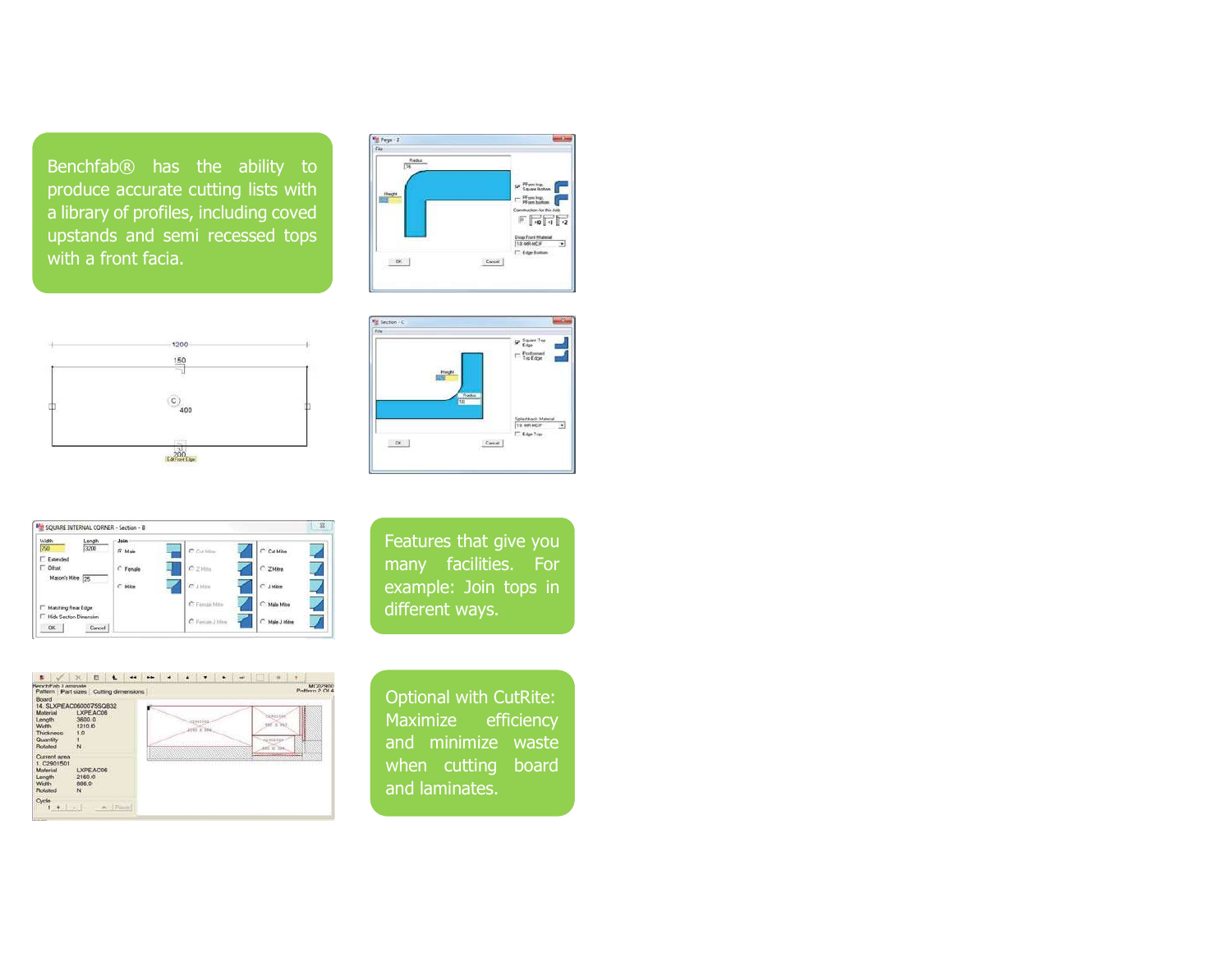Benchfab® has the ability to produce accurate cutting lists with a library of profiles, including coved upstands and semi recessed tops with a front facia.

Features that give you many facilities. For example: Join tops in different ways.

Optional with CutRite: Maximize efficiency and minimize waste when cutting board and laminates.